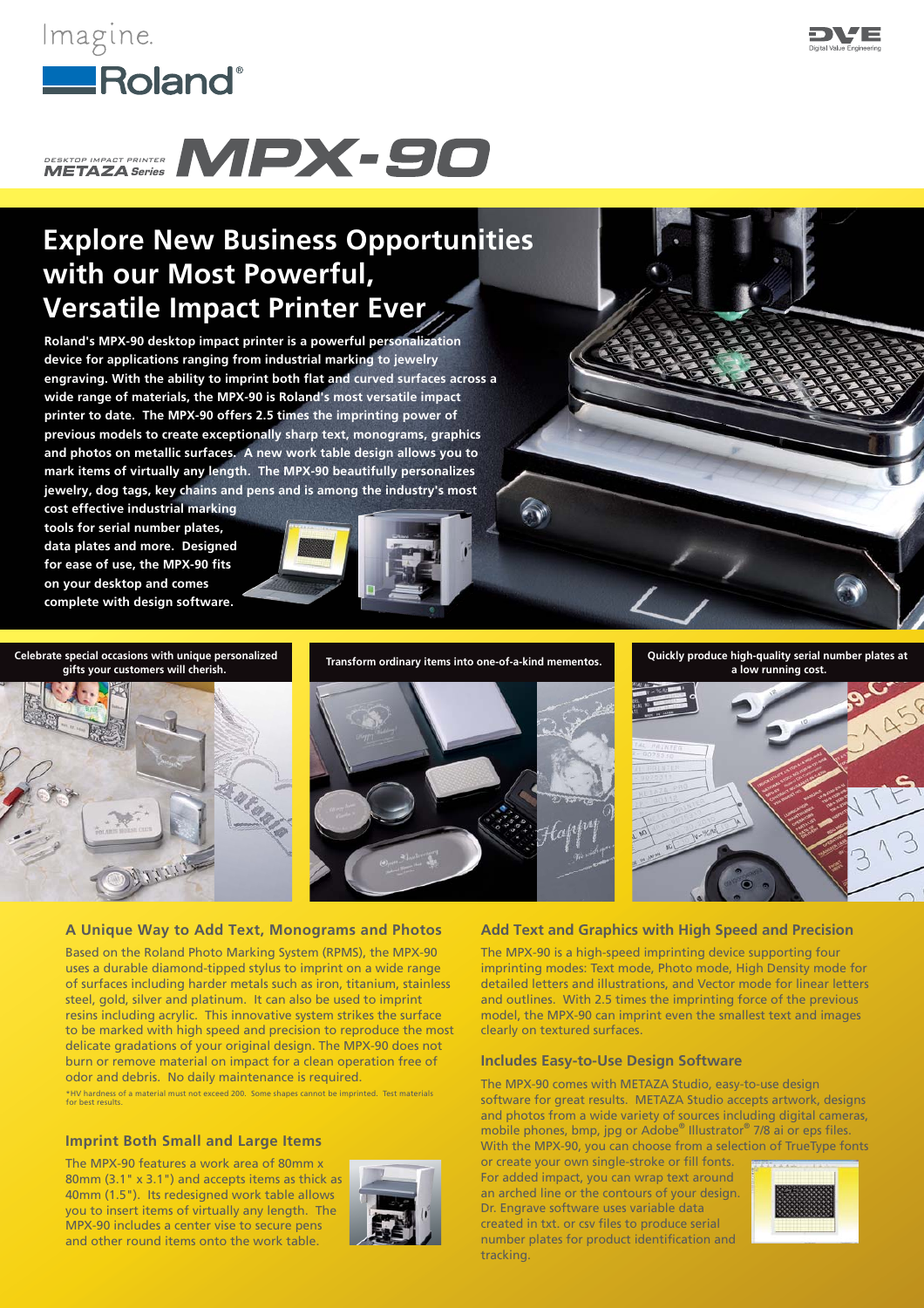Imagine.

Roland®

DESKTOP IMPACT PRINTER
METAZA Series

# MPX-90

## Explore New Business Opportunities with our Most Powerful, Versatile Impact Printer Ever

**Roland's MPX-90 desktop impact printer is a powerful personalization device for applications ranging from industrial marking to jewelry engraving. With the ability to imprint both flat and curved surfaces across a wide range of materials, the MPX-90 is Roland's most versatile impact printer to date. The MPX-90 offers 2.5 times the imprinting power of previous models to create exceptionally sharp text, monograms, graphics and photos on metallic surfaces. A new work table design allows you to mark items of virtually any length. The MPX-90 beautifully personalizes jewelry, dog tags, key chains and pens and is among the industry's most cost effective industrial marking tools for serial number plates, data plates and more. Designed for ease of use, the MPX-90 fits on your desktop and comes complete with design software.**

**Celebrate special occasions with unique personalized gifts your customers will cherish.**

**Transform ordinary items into one-of-a-kind mementos.**

**Quickly produce high-quality serial number plates at a low running cost.**

### A Unique Way to Add Text, Monograms and Photos

Based on the Roland Photo Marking System (RPMS), the MPX-90 uses a durable diamond-tipped stylus to imprint on a wide range of surfaces including harder metals such as iron, titanium, stainless steel, gold, silver and platinum. It can also be used to imprint resins including acrylic. This innovative system strikes the surface to be marked with high speed and precision to reproduce the most delicate gradations of your original design. The MPX-90 does not burn or remove material on impact for a clean operation free of odor and debris. No daily maintenance is required.

*HV hardness of a material must not exceed 200. Some shapes cannot be imprinted. Test materials for best results.

### Imprint Both Small and Large Items

The MPX-90 features a work area of 80mm x 80mm (3.1" x 3.1") and accepts items as thick as 40mm (1.5"). Its redesigned work table allows you to insert items of virtually any length. The MPX-90 includes a center vise to secure pens and other round items onto the work table.

### Add Text and Graphics with High Speed and Precision

The MPX-90 is a high-speed imprinting device supporting four imprinting modes: Text mode, Photo mode, High Density mode for detailed letters and illustrations, and Vector mode for linear letters and outlines. With 2.5 times the imprinting force of the previous model, the MPX-90 can imprint even the smallest text and images clearly on textured surfaces.

### Includes Easy-to-Use Design Software

The MPX-90 comes with METAZA Studio, easy-to-use design software for great results. METAZA Studio accepts artwork, designs and photos from a wide variety of sources including digital cameras, mobile phones, bmp, jpg or Adobe® Illustrator® 7/8 ai or eps files. With the MPX-90, you can choose from a selection of TrueType fonts or create your own single-stroke or fill fonts. For added impact, you can wrap text around an arched line or the contours of your design. Dr. Engrave software uses variable data created in txt. or csv files to produce serial number plates for product identification and tracking.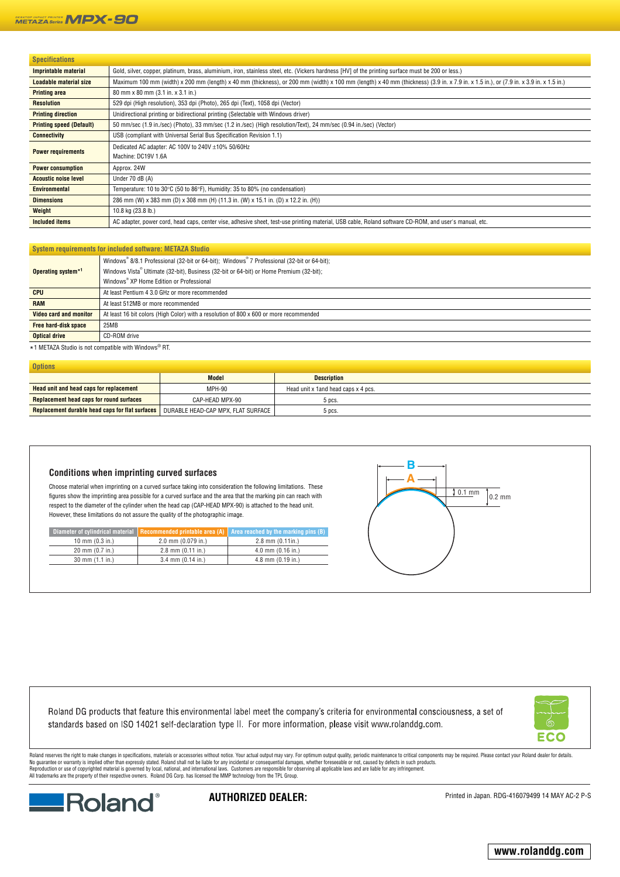## Specifications

| | |
|---|---|
| **Imprintable material** | Gold, silver, copper, platinum, brass, aluminium, iron, stainless steel, etc. (Vickers hardness [HV] of the printing surface must be 200 or less.) |
| **Loadable material size** | Maximum 100 mm (width) x 200 mm (length) x 40 mm (thickness), or 200 mm (width) x 100 mm (length) x 40 mm (thickness) (3.9 in. x 7.9 in. x 1.5 in.), or (7.9 in. x 3.9 in. x 1.5 in.) |
| **Printing area** | 80 mm x 80 mm (3.1 in. x 3.1 in.) |
| **Resolution** | 529 dpi (High resolution), 353 dpi (Photo), 265 dpi (Text), 1058 dpi (Vector) |
| **Printing direction** | Unidirectional printing or bidirectional printing (Selectable with Windows driver) |
| **Printing speed (Default)** | 50 mm/sec (1.9 in./sec) (Photo), 33 mm/sec (1.2 in./sec) (High resolution/Text), 24 mm/sec (0.94 in./sec) (Vector) |
| **Connectivity** | USB (compliant with Universal Serial Bus Specification Revision 1.1) |
| **Power requirements** | Dedicated AC adapter: AC 100V to 240V ±10% 50/60Hz<br>Machine: DC19V 1.6A |
| **Power consumption** | Approx. 24W |
| **Acoustic noise level** | Under 70 dB (A) |
| **Environmental** | Temperature: 10 to 30°C (50 to 86°F), Humidity: 35 to 80% (no condensation) |
| **Dimensions** | 286 mm (W) x 383 mm (D) x 308 mm (H) (11.3 in. (W) x 15.1 in. (D) x 12.2 in. (H)) |
| **Weight** | 10.8 kg (23.8 lb.) |
| **Included items** | AC adapter, power cord, head caps, center vise, adhesive sheet, test-use printing material, USB cable, Roland software CD-ROM, and user's manual, etc. |

## System requirements for included software: METAZA Studio

| | |
|---|---|
| **Operating system**\*1 | Windows® 8/8.1 Professional (32-bit or 64-bit); Windows® 7 Professional (32-bit or 64-bit);<br>Windows Vista® Ultimate (32-bit), Business (32-bit or 64-bit) or Home Premium (32-bit);<br>Windows® XP Home Edition or Professional |
| **CPU** | At least Pentium 4 3.0 GHz or more recommended |
| **RAM** | At least 512MB or more recommended |
| **Video card and monitor** | At least 16 bit colors (High Color) with a resolution of 800 x 600 or more recommended |
| **Free hard-disk space** | 25MB |
| **Optical drive** | CD-ROM drive |

\*1 METAZA Studio is not compatible with Windows® RT.

## Options

| | Model | Description |
|---|---|---|
| **Head unit and head caps for replacement** | MPH-90 | Head unit x 1and head caps x 4 pcs. |
| **Replacement head caps for round surfaces** | CAP-HEAD MPX-90 | 5 pcs. |
| **Replacement durable head caps for flat surfaces** | DURABLE HEAD-CAP MPX, FLAT SURFACE | 5 pcs. |

### Conditions when imprinting curved surfaces

Choose material when imprinting on a curved surface taking into consideration the following limitations. These figures show the imprinting area possible for a curved surface and the area that the marking pin can reach with respect to the diameter of the cylinder when the head cap (CAP-HEAD MPX-90) is attached to the head unit. However, these limitations do not assure the quality of the photographic image.

| Diameter of cylindrical material | Recommended printable area (A) | Area reached by the marking pins (B) |
|---|---|---|
| 10 mm (0.3 in.) | 2.0 mm (0.079 in.) | 2.8 mm (0.11in.) |
| 20 mm (0.7 in.) | 2.8 mm (0.11 in.) | 4.0 mm (0.16 in.) |
| 30 mm (1.1 in.) | 3.4 mm (0.14 in.) | 4.8 mm (0.19 in.) |

B
A
0.1 mm
0.2 mm

Roland DG products that feature this environmental label meet the company's criteria for environmental consciousness, a set of standards based on ISO 14021 self-declaration type II. For more information, please visit www.rolanddg.com.

ECO

Roland reserves the right to make changes in specifications, materials or accessories without notice. Your actual output may vary. For optimum output quality, periodic maintenance to critical components may be required. Please contact your Roland dealer for details. No guarantee or warranty is implied other than expressly stated. Roland shall not be liable for any incidental or consequential damages, whether foreseeable or not, caused by defects in such products. Reproduction or use of copyrighted material is governed by local, national, and international laws. Customers are responsible for observing all applicable laws and are liable for any infringement. All trademarks are the property of their respective owners. Roland DG Corp. has licensed the MMP technology from the TPL Group.

Roland®

**AUTHORIZED DEALER:**

Printed in Japan. RDG-416079499 14 MAY AC-2 P-S

**www.rolanddg.com**